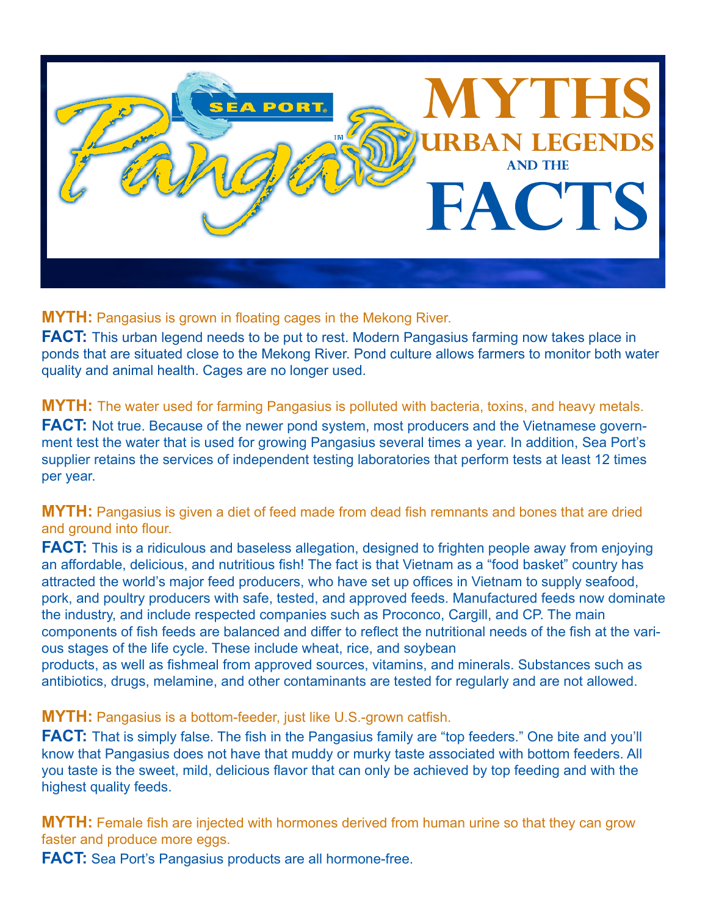# Pangas™ SEA PORT

# MYTHS URBAN LEGENDS AND THE FACTS

**MYTH:** Pangasius is grown in floating cages in the Mekong River.

**FACT:** This urban legend needs to be put to rest. Modern Pangasius farming now takes place in ponds that are situated close to the Mekong River. Pond culture allows farmers to monitor both water quality and animal health. Cages are no longer used.

**MYTH:** The water used for farming Pangasius is polluted with bacteria, toxins, and heavy metals.

**FACT:** Not true. Because of the newer pond system, most producers and the Vietnamese government test the water that is used for growing Pangasius several times a year. In addition, Sea Port's supplier retains the services of independent testing laboratories that perform tests at least 12 times per year.

**MYTH:** Pangasius is given a diet of feed made from dead fish remnants and bones that are dried and ground into flour.

**FACT:** This is a ridiculous and baseless allegation, designed to frighten people away from enjoying an affordable, delicious, and nutritious fish! The fact is that Vietnam as a "food basket" country has attracted the world's major feed producers, who have set up offices in Vietnam to supply seafood, pork, and poultry producers with safe, tested, and approved feeds. Manufactured feeds now dominate the industry, and include respected companies such as Proconco, Cargill, and CP. The main components of fish feeds are balanced and differ to reflect the nutritional needs of the fish at the various stages of the life cycle. These include wheat, rice, and soybean products, as well as fishmeal from approved sources, vitamins, and minerals. Substances such as antibiotics, drugs, melamine, and other contaminants are tested for regularly and are not allowed.

**MYTH:** Pangasius is a bottom-feeder, just like U.S.-grown catfish.

**FACT:** That is simply false. The fish in the Pangasius family are "top feeders." One bite and you'll know that Pangasius does not have that muddy or murky taste associated with bottom feeders. All you taste is the sweet, mild, delicious flavor that can only be achieved by top feeding and with the highest quality feeds.

**MYTH:** Female fish are injected with hormones derived from human urine so that they can grow faster and produce more eggs.

**FACT:** Sea Port's Pangasius products are all hormone-free.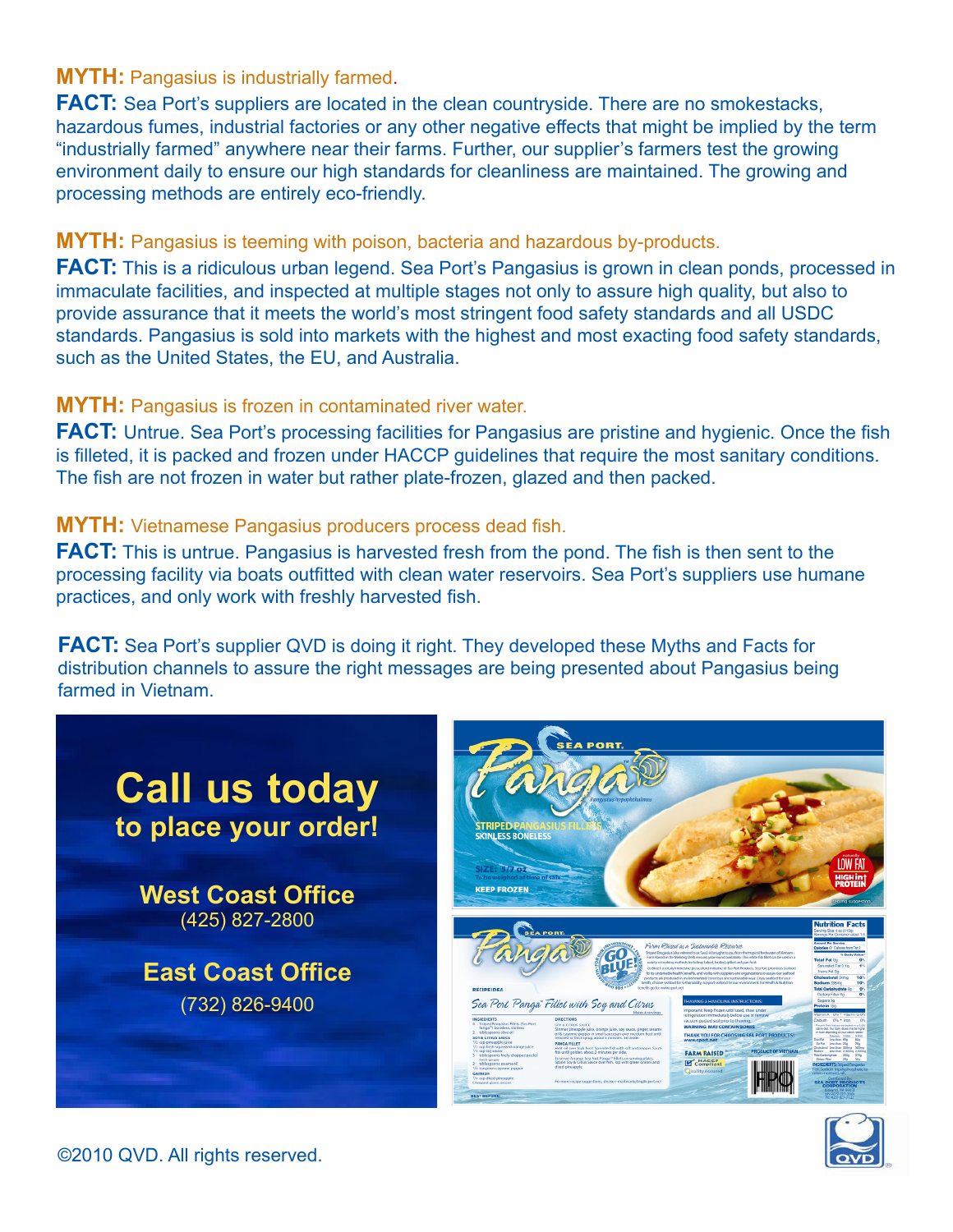**MYTH:** Pangasius is industrially farmed.

**FACT:** Sea Port's suppliers are located in the clean countryside. There are no smokestacks, hazardous fumes, industrial factories or any other negative effects that might be implied by the term "industrially farmed" anywhere near their farms. Further, our supplier's farmers test the growing environment daily to ensure our high standards for cleanliness are maintained. The growing and processing methods are entirely eco-friendly.

**MYTH:** Pangasius is teeming with poison, bacteria and hazardous by-products.

**FACT:** This is a ridiculous urban legend. Sea Port's Pangasius is grown in clean ponds, processed in immaculate facilities, and inspected at multiple stages not only to assure high quality, but also to provide assurance that it meets the world's most stringent food safety standards and all USDC standards. Pangasius is sold into markets with the highest and most exacting food safety standards, such as the United States, the EU, and Australia.

**MYTH:** Pangasius is frozen in contaminated river water.

**FACT:** Untrue. Sea Port's processing facilities for Pangasius are pristine and hygienic. Once the fish is filleted, it is packed and frozen under HACCP guidelines that require the most sanitary conditions. The fish are not frozen in water but rather plate-frozen, glazed and then packed.

**MYTH:** Vietnamese Pangasius producers process dead fish.

**FACT:** This is untrue. Pangasius is harvested fresh from the pond. The fish is then sent to the processing facility via boats outfitted with clean water reservoirs. Sea Port's suppliers use humane practices, and only work with freshly harvested fish.

**FACT:** Sea Port's supplier QVD is doing it right. They developed these Myths and Facts for distribution channels to assure the right messages are being presented about Pangasius being farmed in Vietnam.

## Call us today
### to place your order!

**West Coast Office**
(425) 827-2800

**East Coast Office**
(732) 826-9400

©2010 QVD. All rights reserved.